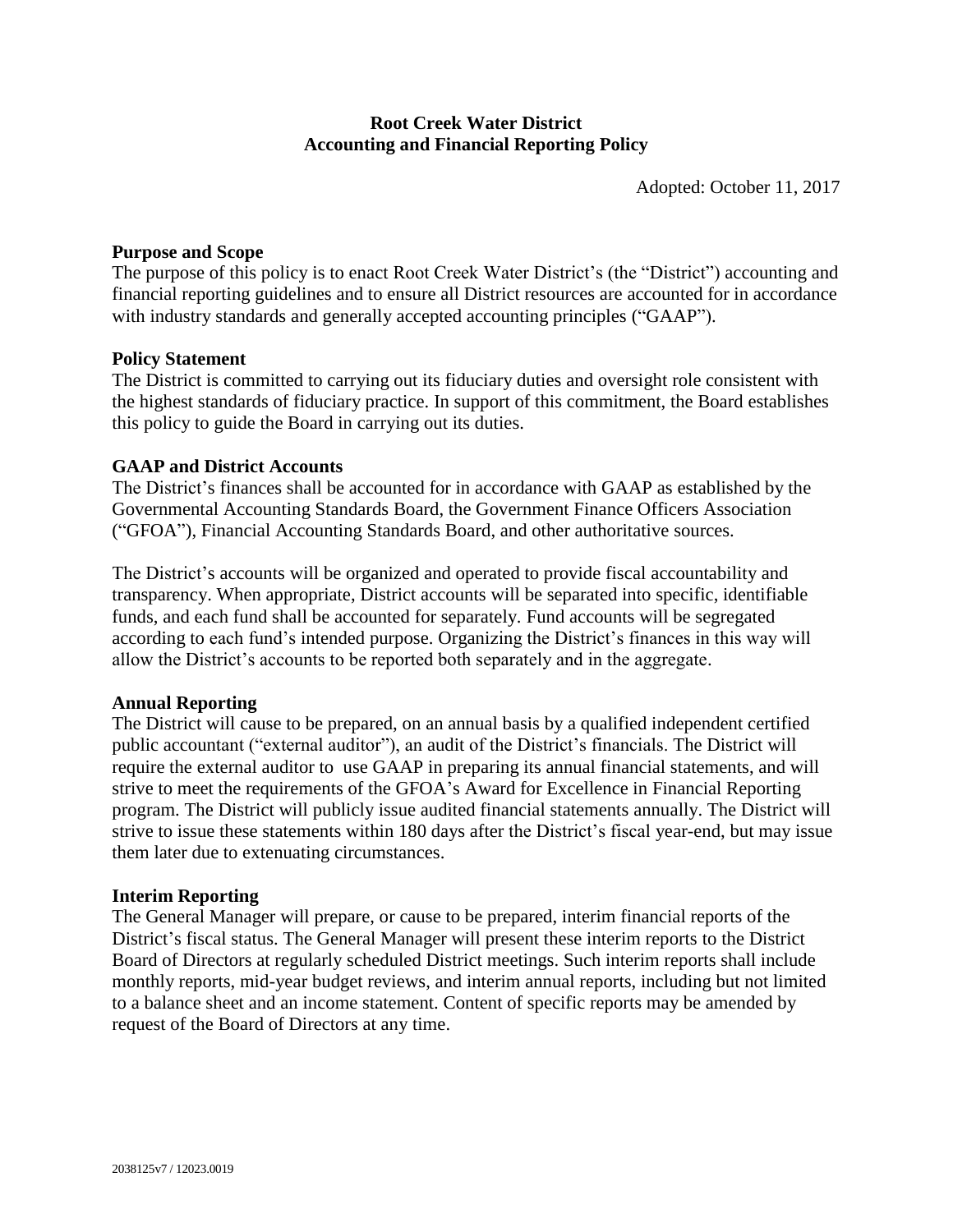# Root Creek Water District
# Accounting and Financial Reporting Policy

Adopted: October 11, 2017

## Purpose and Scope

The purpose of this policy is to enact Root Creek Water District's (the "District") accounting and financial reporting guidelines and to ensure all District resources are accounted for in accordance with industry standards and generally accepted accounting principles ("GAAP").

## Policy Statement

The District is committed to carrying out its fiduciary duties and oversight role consistent with the highest standards of fiduciary practice. In support of this commitment, the Board establishes this policy to guide the Board in carrying out its duties.

## GAAP and District Accounts

The District's finances shall be accounted for in accordance with GAAP as established by the Governmental Accounting Standards Board, the Government Finance Officers Association ("GFOA"), Financial Accounting Standards Board, and other authoritative sources.

The District's accounts will be organized and operated to provide fiscal accountability and transparency. When appropriate, District accounts will be separated into specific, identifiable funds, and each fund shall be accounted for separately. Fund accounts will be segregated according to each fund's intended purpose. Organizing the District's finances in this way will allow the District's accounts to be reported both separately and in the aggregate.

## Annual Reporting

The District will cause to be prepared, on an annual basis by a qualified independent certified public accountant ("external auditor"), an audit of the District's financials. The District will require the external auditor to use GAAP in preparing its annual financial statements, and will strive to meet the requirements of the GFOA's Award for Excellence in Financial Reporting program. The District will publicly issue audited financial statements annually. The District will strive to issue these statements within 180 days after the District's fiscal year-end, but may issue them later due to extenuating circumstances.

## Interim Reporting

The General Manager will prepare, or cause to be prepared, interim financial reports of the District's fiscal status. The General Manager will present these interim reports to the District Board of Directors at regularly scheduled District meetings. Such interim reports shall include monthly reports, mid-year budget reviews, and interim annual reports, including but not limited to a balance sheet and an income statement. Content of specific reports may be amended by request of the Board of Directors at any time.

2038125v7 / 12023.0019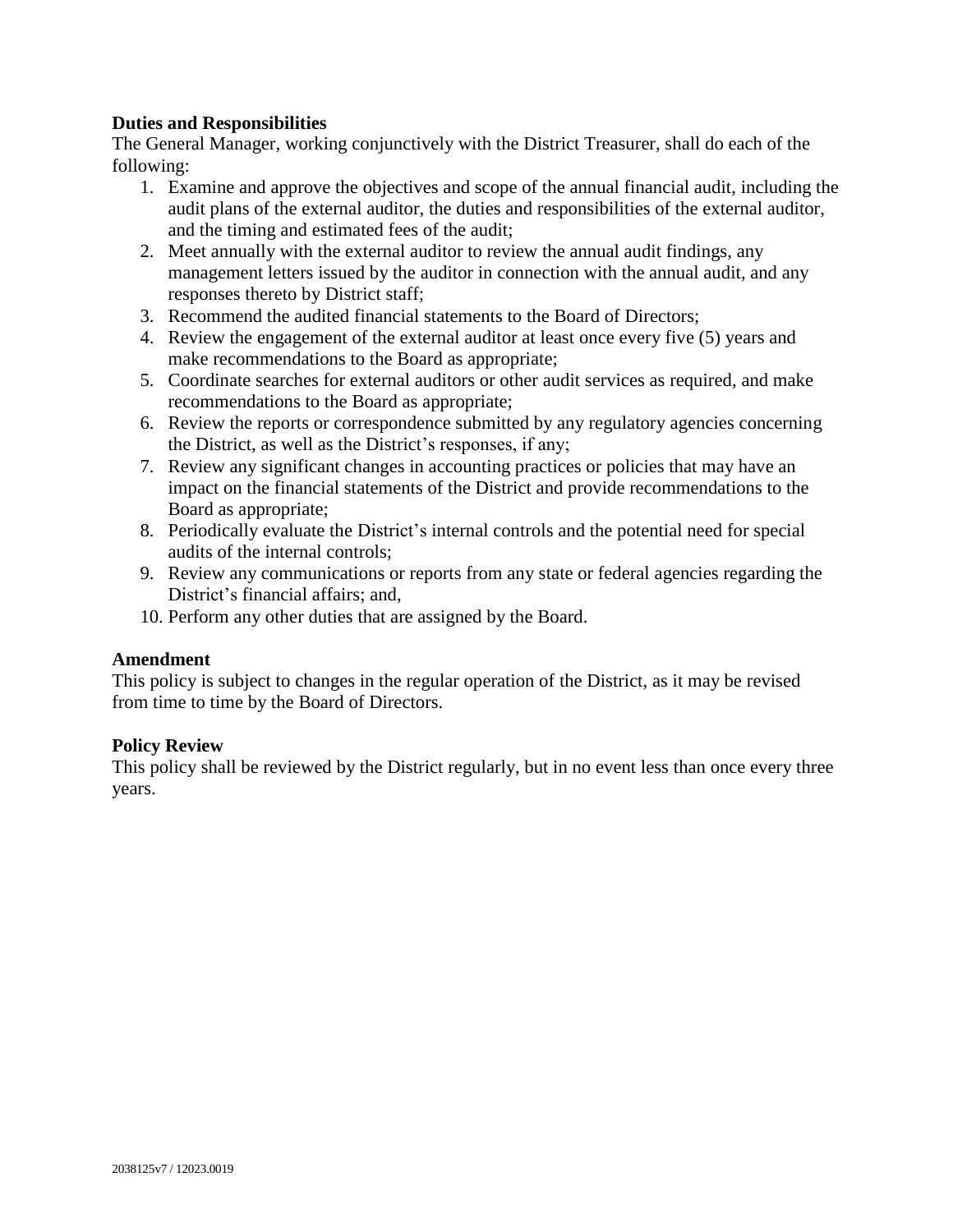**Duties and Responsibilities**

The General Manager, working conjunctively with the District Treasurer, shall do each of the following:

1. Examine and approve the objectives and scope of the annual financial audit, including the audit plans of the external auditor, the duties and responsibilities of the external auditor, and the timing and estimated fees of the audit;
2. Meet annually with the external auditor to review the annual audit findings, any management letters issued by the auditor in connection with the annual audit, and any responses thereto by District staff;
3. Recommend the audited financial statements to the Board of Directors;
4. Review the engagement of the external auditor at least once every five (5) years and make recommendations to the Board as appropriate;
5. Coordinate searches for external auditors or other audit services as required, and make recommendations to the Board as appropriate;
6. Review the reports or correspondence submitted by any regulatory agencies concerning the District, as well as the District's responses, if any;
7. Review any significant changes in accounting practices or policies that may have an impact on the financial statements of the District and provide recommendations to the Board as appropriate;
8. Periodically evaluate the District's internal controls and the potential need for special audits of the internal controls;
9. Review any communications or reports from any state or federal agencies regarding the District's financial affairs; and,
10. Perform any other duties that are assigned by the Board.

**Amendment**

This policy is subject to changes in the regular operation of the District, as it may be revised from time to time by the Board of Directors.

**Policy Review**

This policy shall be reviewed by the District regularly, but in no event less than once every three years.

2038125v7 / 12023.0019